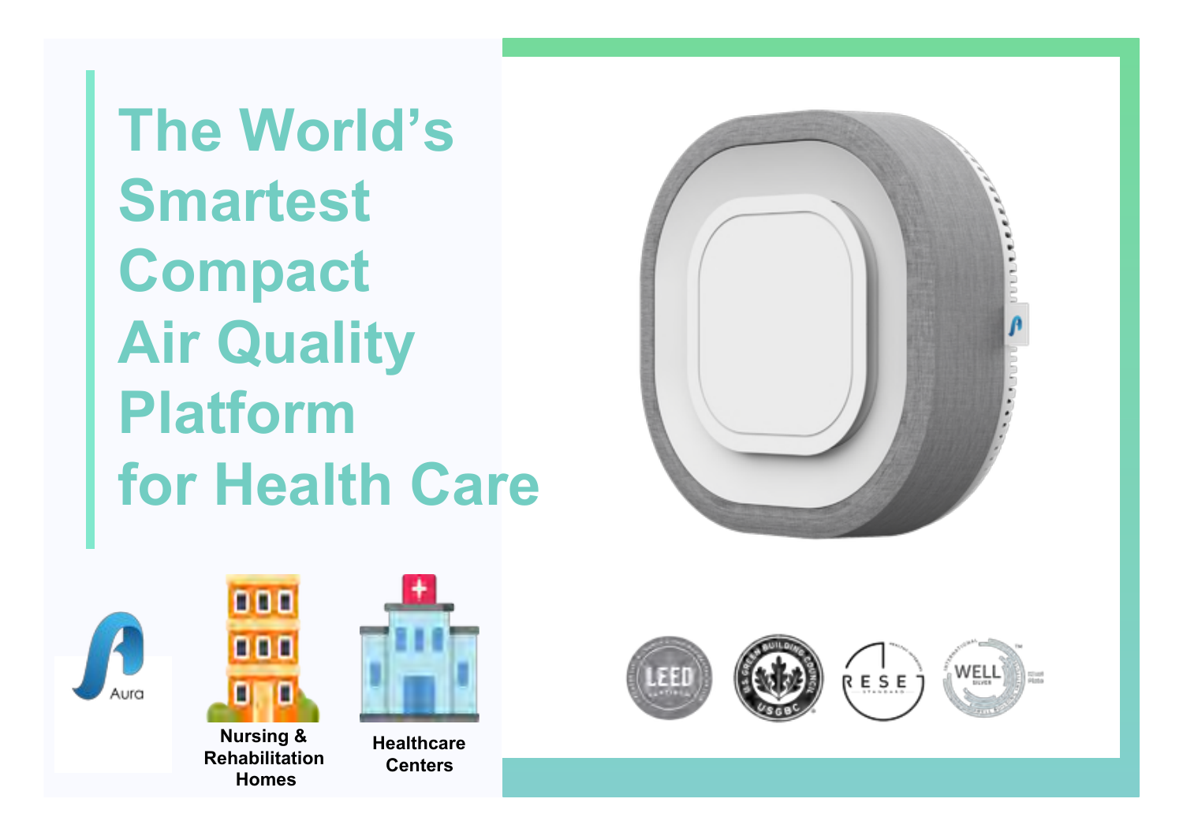# The World's Smartest Compact Air Quality Platform for Health Care

Aura

Nursing & Rehabilitation Homes

Healthcare Centers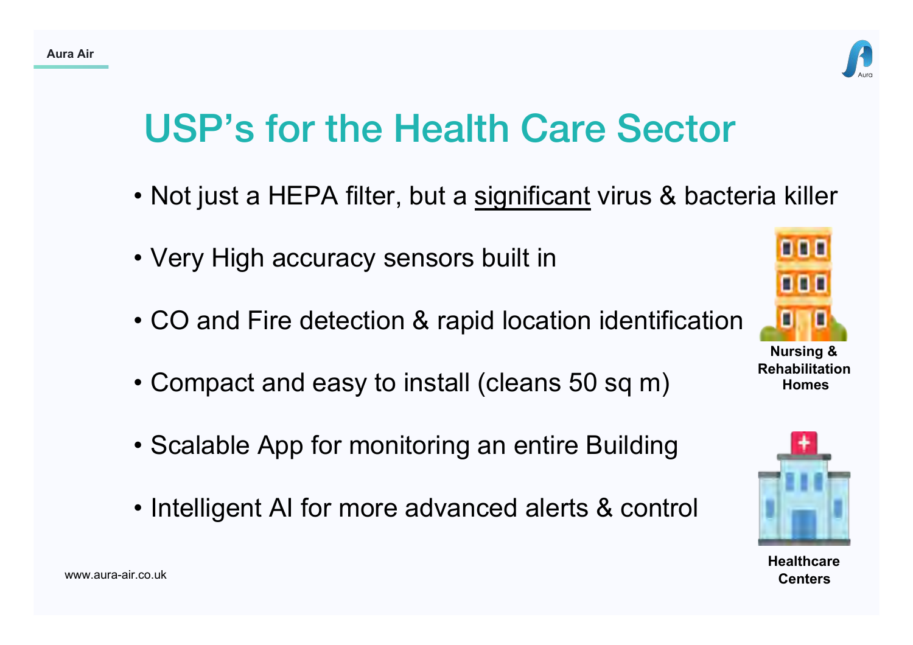# USP's for the Health Care Sector

- Not just a HEPA filter, but a <u>significant</u> virus & bacteria killer
- Very High accuracy sensors built in
- CO and Fire detection & rapid location identification
- Compact and easy to install (cleans 50 sq m)
- Scalable App for monitoring an entire Building
- Intelligent AI for more advanced alerts & control

**Nursing & Rehabilitation Homes**

**Healthcare Centers**

www.aura-air.co.uk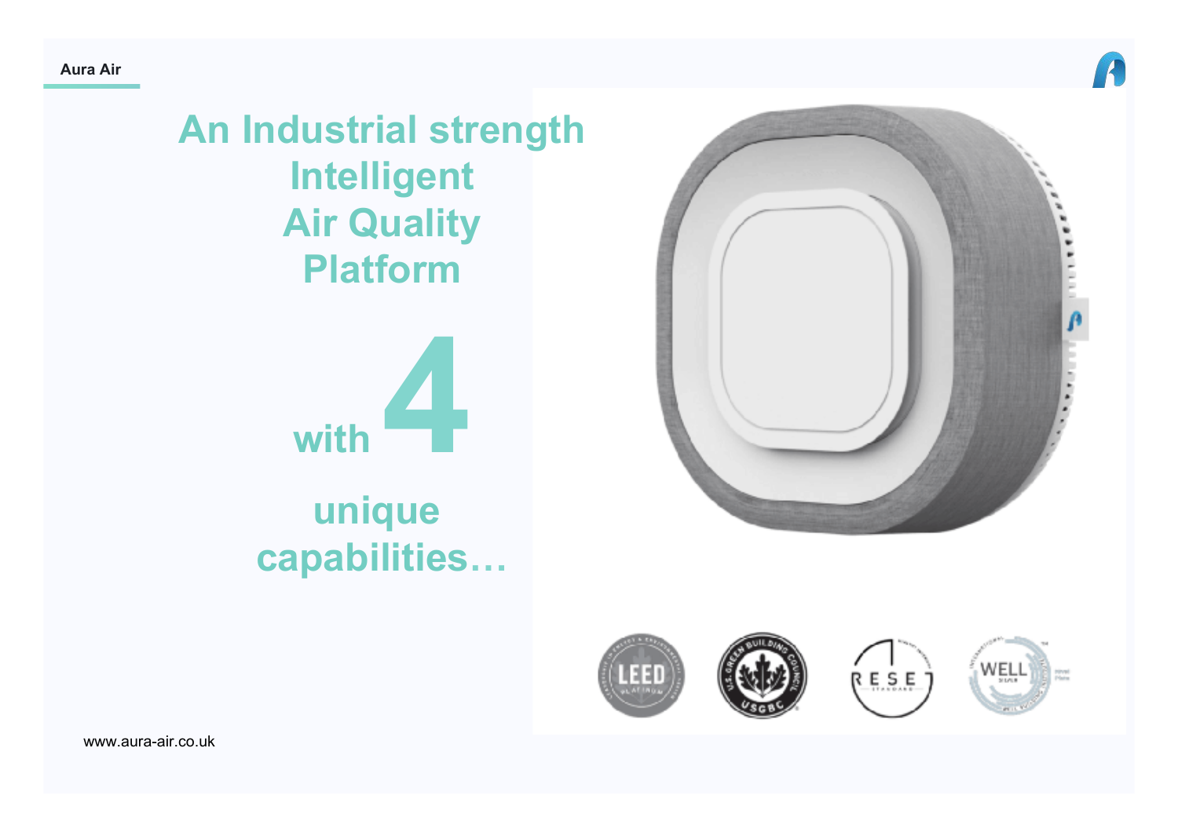# An Industrial strength Intelligent Air Quality Platform

## with 4 unique capabilities…

www.aura-air.co.uk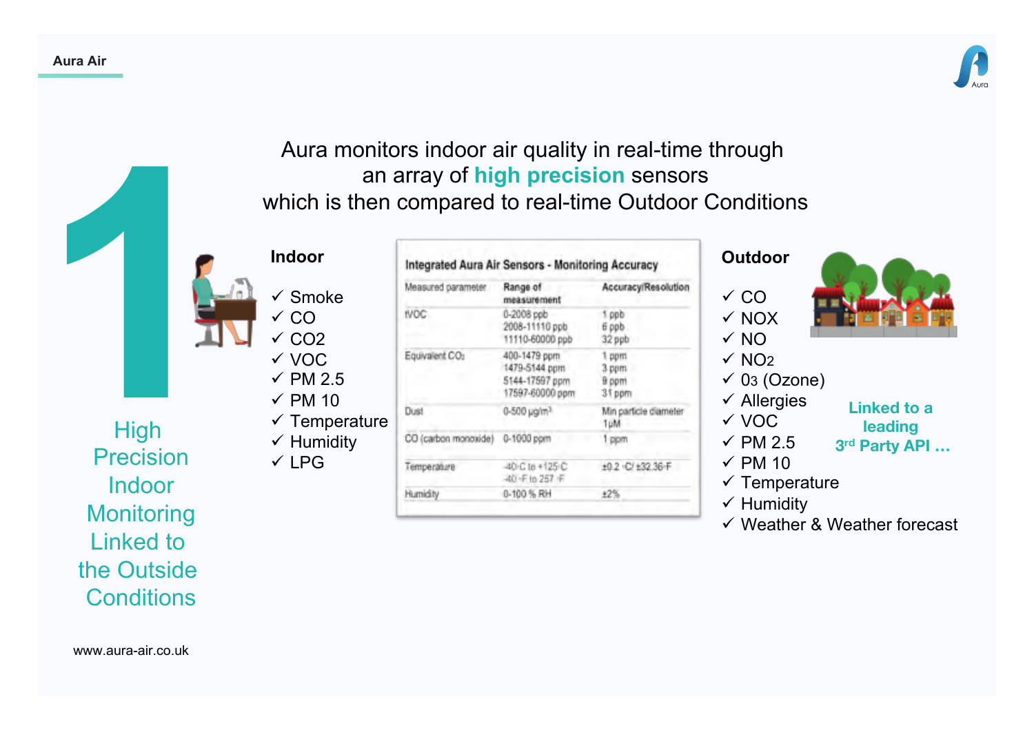# 1

High Precision Indoor Monitoring Linked to the Outside Conditions

Aura monitors indoor air quality in real-time through an array of **high precision** sensors which is then compared to real-time Outdoor Conditions

## Indoor

- ✓ Smoke
- ✓ CO
- ✓ CO2
- ✓ VOC
- ✓ PM 2.5
- ✓ PM 10
- ✓ Temperature
- ✓ Humidity
- ✓ LPG

**Integrated Aura Air Sensors - Monitoring Accuracy**

| Measured parameter | Range of measurement | Accuracy/Resolution |
|---|---|---|
| tVOC | 0-2008 ppb<br>2008-11110 ppb<br>11110-60000 ppb | 1 ppb<br>6 ppb<br>32 ppb |
| Equivalent $CO_2$ | 400-1479 ppm<br>1479-5144 ppm<br>5144-17597 ppm<br>17597-60000 ppm | 1 ppm<br>3 ppm<br>9 ppm<br>31 ppm |
| Dust | 0-500 μg/m³ | Min particle diameter 1μM |
| CO (carbon monoxide) | 0-1000 ppm | 1 ppm |
| Temperature | -40°C to +125°C<br>-40°F to 257°F | ±0.2°C/ ±32.36°F |
| Humidity | 0-100 % RH | ±2% |

## Outdoor

- ✓ CO
- ✓ NOX
- ✓ NO
- ✓ NO2
- ✓ O3 (Ozone)
- ✓ Allergies
- ✓ VOC
- ✓ PM 2.5
- ✓ PM 10
- ✓ Temperature
- ✓ Humidity
- ✓ Weather & Weather forecast

**Linked to a leading 3rd Party API ...**

www.aura-air.co.uk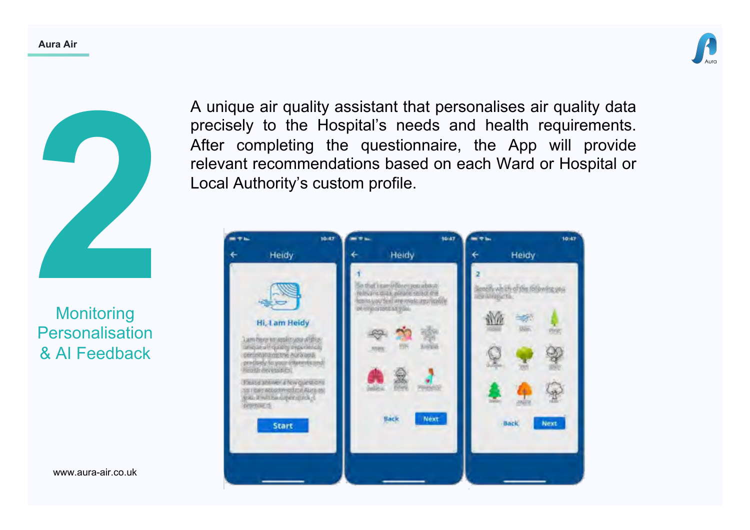# 2

## Monitoring Personalisation & AI Feedback

A unique air quality assistant that personalises air quality data precisely to the Hospital's needs and health requirements. After completing the questionnaire, the App will provide relevant recommendations based on each Ward or Hospital or Local Authority's custom profile.

www.aura-air.co.uk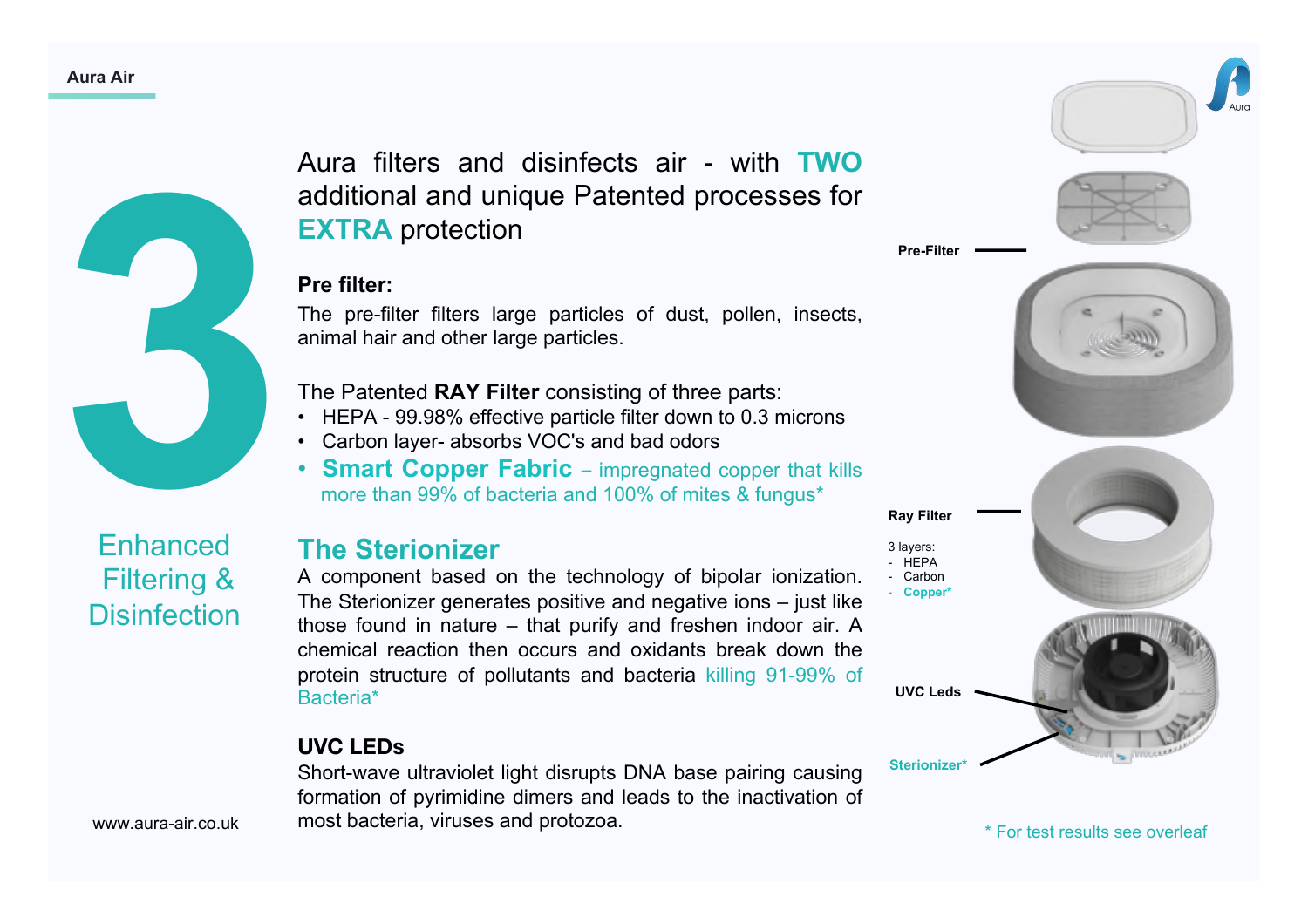# 3

## Enhanced Filtering & Disinfection

Aura filters and disinfects air - with **TWO** additional and unique Patented processes for **EXTRA** protection

**Pre filter:**

The pre-filter filters large particles of dust, pollen, insects, animal hair and other large particles.

The Patented **RAY Filter** consisting of three parts:

- HEPA - 99.98% effective particle filter down to 0.3 microns
- Carbon layer- absorbs VOC's and bad odors
- **Smart Copper Fabric** – impregnated copper that kills more than 99% of bacteria and 100% of mites & fungus*

## The Sterionizer

A component based on the technology of bipolar ionization. The Sterionizer generates positive and negative ions – just like those found in nature – that purify and freshen indoor air. A chemical reaction then occurs and oxidants break down the protein structure of pollutants and bacteria killing 91-99% of Bacteria*

**UVC LEDs**

Short-wave ultraviolet light disrupts DNA base pairing causing formation of pyrimidine dimers and leads to the inactivation of most bacteria, viruses and protozoa.

Pre-Filter

Ray Filter

3 layers:
- HEPA
- Carbon
- Copper*

UVC Leds

Sterionizer*

\* For test results see overleaf

www.aura-air.co.uk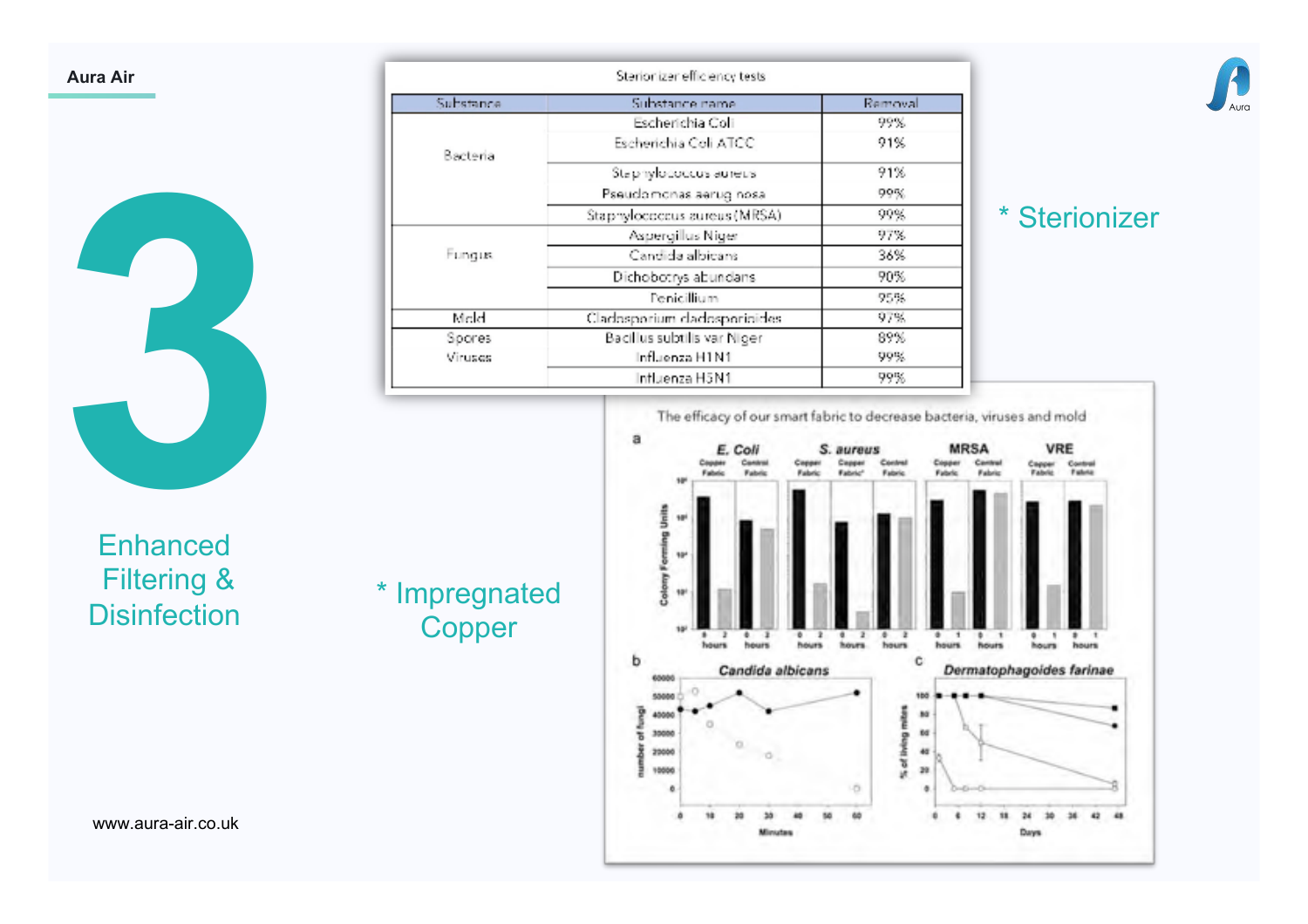Aura Air

# 3

## Enhanced Filtering & Disinfection

**Sterionizer efficiency tests**

| Substance | Substance name | Removal |
|---|---|---|
| Bacteria | Escherichia Coli | 99% |
| | Escherichia Coli ATCC | 91% |
| | Staphylococcus aureus | 91% |
| | Pseudomonas aeruginosa | 99% |
| | Staphylococcus aureus (MRSA) | 99% |
| Fungus | Aspergillus Niger | 97% |
| | Candida albicans | 36% |
| | Dichobotrys abundans | 90% |
| | Penicillium | 95% |
| Mold | Cladosporium cladosporioides | 97% |
| Spores | Bacillus subtilis var Niger | 89% |
| Viruses | Influenza H1N1 | 99% |
| | Influenza H3N1 | 99% |

\* Sterionizer

\* Impregnated Copper

The efficacy of our smart fabric to decrease bacteria, viruses and mold

www.aura-air.co.uk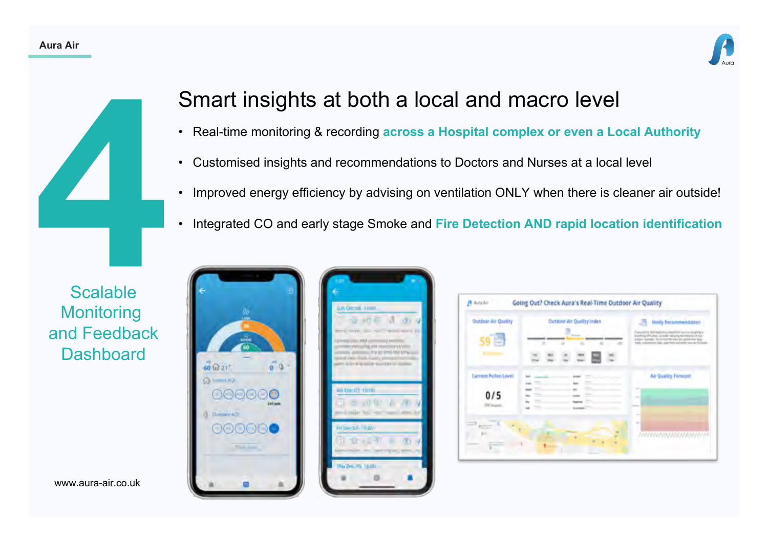# Smart insights at both a local and macro level

- Real-time monitoring & recording **across a Hospital complex or even a Local Authority**
- Customised insights and recommendations to Doctors and Nurses at a local level
- Improved energy efficiency by advising on ventilation ONLY when there is cleaner air outside!
- Integrated CO and early stage Smoke and **Fire Detection AND rapid location identification**

## 4

Scalable Monitoring and Feedback Dashboard

www.aura-air.co.uk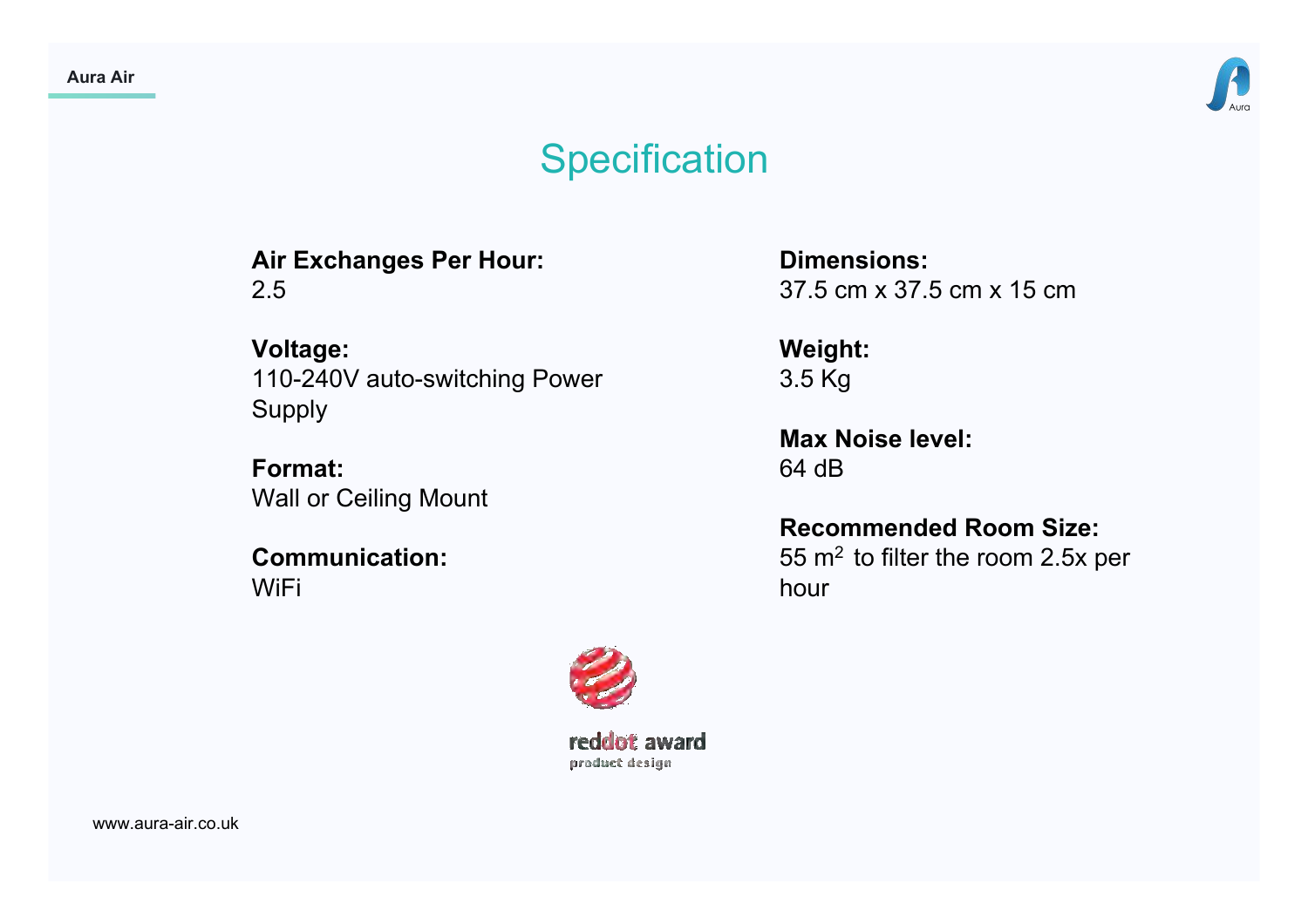# Specification

**Air Exchanges Per Hour:**
2.5

**Voltage:**
110-240V auto-switching Power Supply

**Format:**
Wall or Ceiling Mount

**Communication:**
WiFi

**Dimensions:**
37.5 cm x 37.5 cm x 15 cm

**Weight:**
3.5 Kg

**Max Noise level:**
64 dB

**Recommended Room Size:**
55 $m^2$ to filter the room 2.5x per hour

reddot award
product design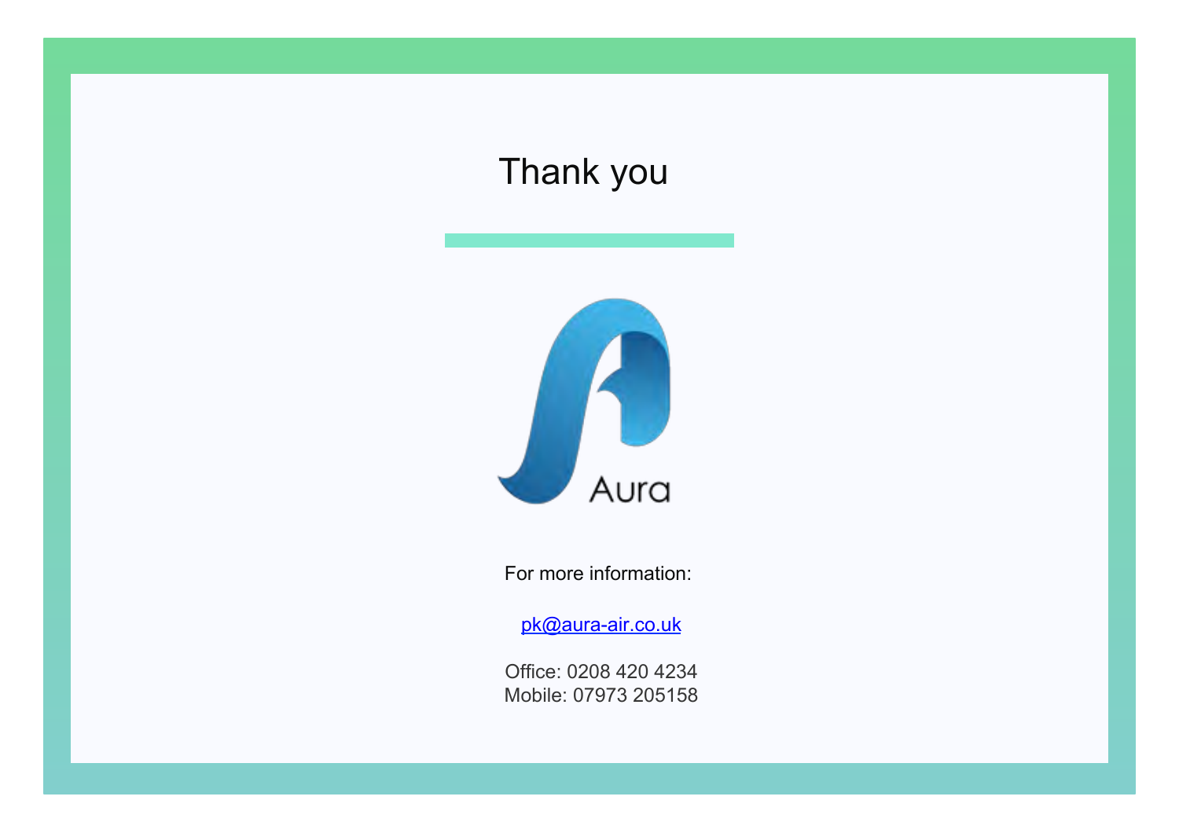# Thank you

Aura

For more information:

pk@aura-air.co.uk

Office: 0208 420 4234
Mobile: 07973 205158